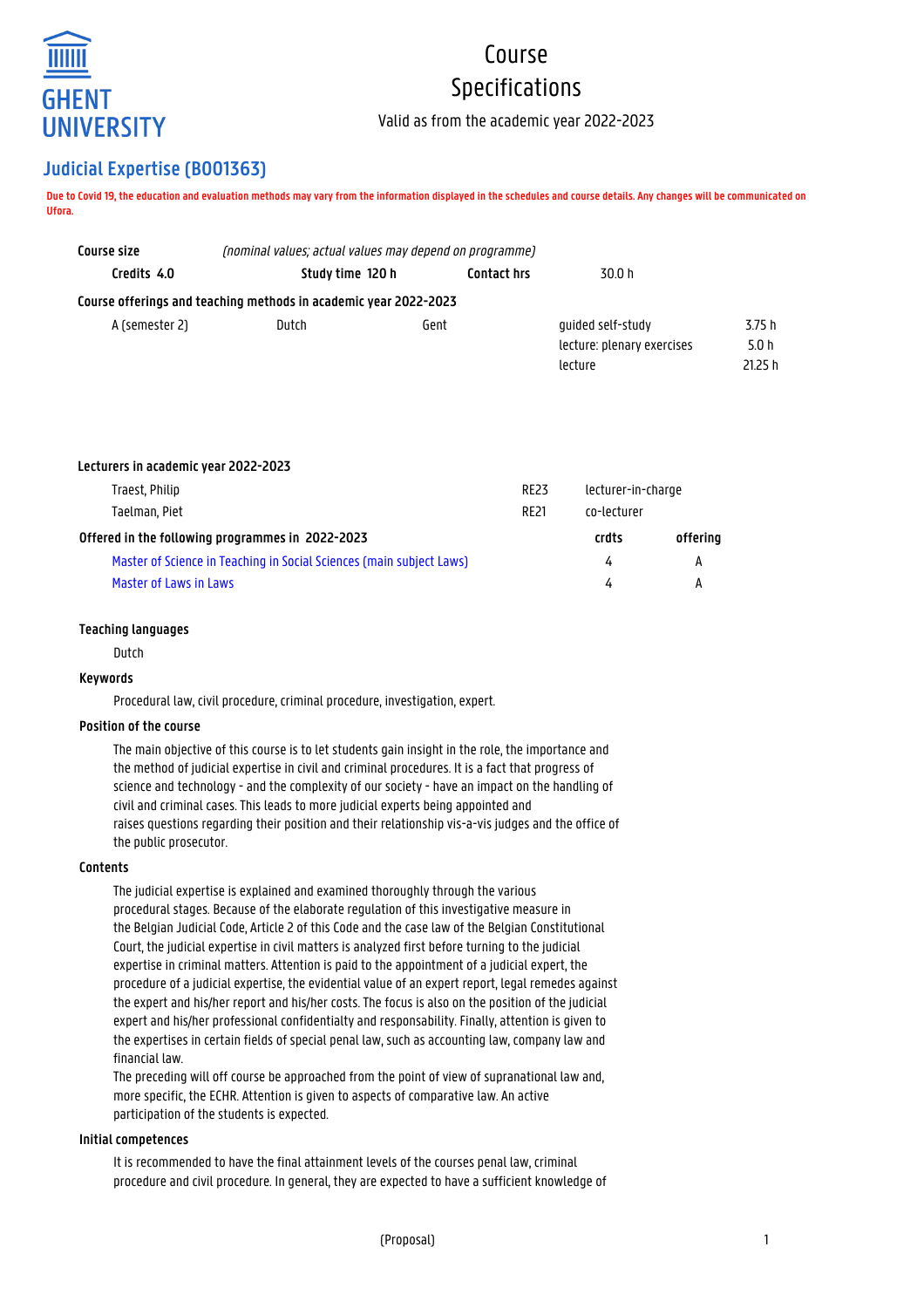# Course Specifications

Valid as from the academic year 2022-2023

## Judicial Expertise (B001363)

**Due to Covid 19, the education and evaluation methods may vary from the information displayed in the schedules and course details. Any changes will be communicated on Ufora.**

| **Course size** | *(nominal values; actual values may depend on programme)* | | |
|---|---|---|---|
| **Credits 4.0** | **Study time 120 h** | **Contact hrs** | 30.0 h |

**Course offerings and teaching methods in academic year 2022-2023**

| | | | | |
|---|---|---|---|---|
| A (semester 2) | Dutch | Gent | guided self-study | 3.75 h |
| | | | lecture: plenary exercises | 5.0 h |
| | | | lecture | 21.25 h |

**Lecturers in academic year 2022-2023**

| | | |
|---|---|---|
| Traest, Philip | RE23 | lecturer-in-charge |
| Taelman, Piet | RE21 | co-lecturer |

**Offered in the following programmes in 2022-2023**

| | crdts | offering |
|---|---|---|
| Master of Science in Teaching in Social Sciences (main subject Laws) | 4 | A |
| Master of Laws in Laws | 4 | A |

### Teaching languages

Dutch

### Keywords

Procedural law, civil procedure, criminal procedure, investigation, expert.

### Position of the course

The main objective of this course is to let students gain insight in the role, the importance and the method of judicial expertise in civil and criminal procedures. It is a fact that progress of science and technology - and the complexity of our society - have an impact on the handling of civil and criminal cases. This leads to more judicial experts being appointed and raises questions regarding their position and their relationship vis-a-vis judges and the office of the public prosecutor.

### Contents

The judicial expertise is explained and examined thoroughly through the various procedural stages. Because of the elaborate regulation of this investigative measure in the Belgian Judicial Code, Article 2 of this Code and the case law of the Belgian Constitutional Court, the judicial expertise in civil matters is analyzed first before turning to the judicial expertise in criminal matters. Attention is paid to the appointment of a judicial expert, the procedure of a judicial expertise, the evidential value of an expert report, legal remedes against the expert and his/her report and his/her costs. The focus is also on the position of the judicial expert and his/her professional confidentialty and responsability. Finally, attention is given to the expertises in certain fields of special penal law, such as accounting law, company law and financial law.

The preceding will off course be approached from the point of view of supranational law and, more specific, the ECHR. Attention is given to aspects of comparative law. An active participation of the students is expected.

### Initial competences

It is recommended to have the final attainment levels of the courses penal law, criminal procedure and civil procedure. In general, they are expected to have a sufficient knowledge of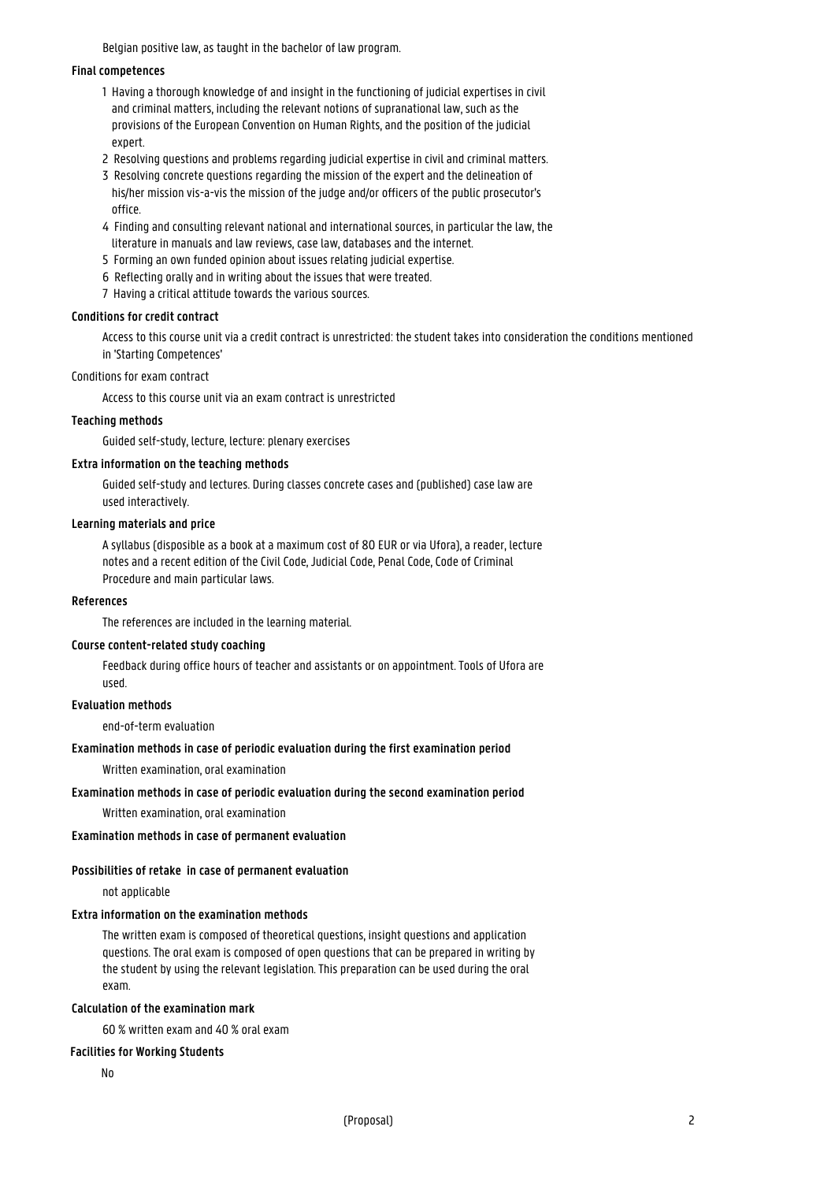Belgian positive law, as taught in the bachelor of law program.

#### Final competences

1. Having a thorough knowledge of and insight in the functioning of judicial expertises in civil and criminal matters, including the relevant notions of supranational law, such as the provisions of the European Convention on Human Rights, and the position of the judicial expert.
2. Resolving questions and problems regarding judicial expertise in civil and criminal matters.
3. Resolving concrete questions regarding the mission of the expert and the delineation of his/her mission vis-a-vis the mission of the judge and/or officers of the public prosecutor's office.
4. Finding and consulting relevant national and international sources, in particular the law, the literature in manuals and law reviews, case law, databases and the internet.
5. Forming an own funded opinion about issues relating judicial expertise.
6. Reflecting orally and in writing about the issues that were treated.
7. Having a critical attitude towards the various sources.

#### Conditions for credit contract

Access to this course unit via a credit contract is unrestricted: the student takes into consideration the conditions mentioned in 'Starting Competences'

#### Conditions for exam contract

Access to this course unit via an exam contract is unrestricted

#### Teaching methods

Guided self-study, lecture, lecture: plenary exercises

#### Extra information on the teaching methods

Guided self-study and lectures. During classes concrete cases and (published) case law are used interactively.

#### Learning materials and price

A syllabus (disposible as a book at a maximum cost of 80 EUR or via Ufora), a reader, lecture notes and a recent edition of the Civil Code, Judicial Code, Penal Code, Code of Criminal Procedure and main particular laws.

#### References

The references are included in the learning material.

#### Course content-related study coaching

Feedback during office hours of teacher and assistants or on appointment. Tools of Ufora are used.

#### Evaluation methods

end-of-term evaluation

#### Examination methods in case of periodic evaluation during the first examination period

Written examination, oral examination

#### Examination methods in case of periodic evaluation during the second examination period

Written examination, oral examination

#### Examination methods in case of permanent evaluation

#### Possibilities of retake in case of permanent evaluation

not applicable

#### Extra information on the examination methods

The written exam is composed of theoretical questions, insight questions and application questions. The oral exam is composed of open questions that can be prepared in writing by the student by using the relevant legislation. This preparation can be used during the oral exam.

#### Calculation of the examination mark

60 % written exam and 40 % oral exam

#### Facilities for Working Students

No

(Proposal)